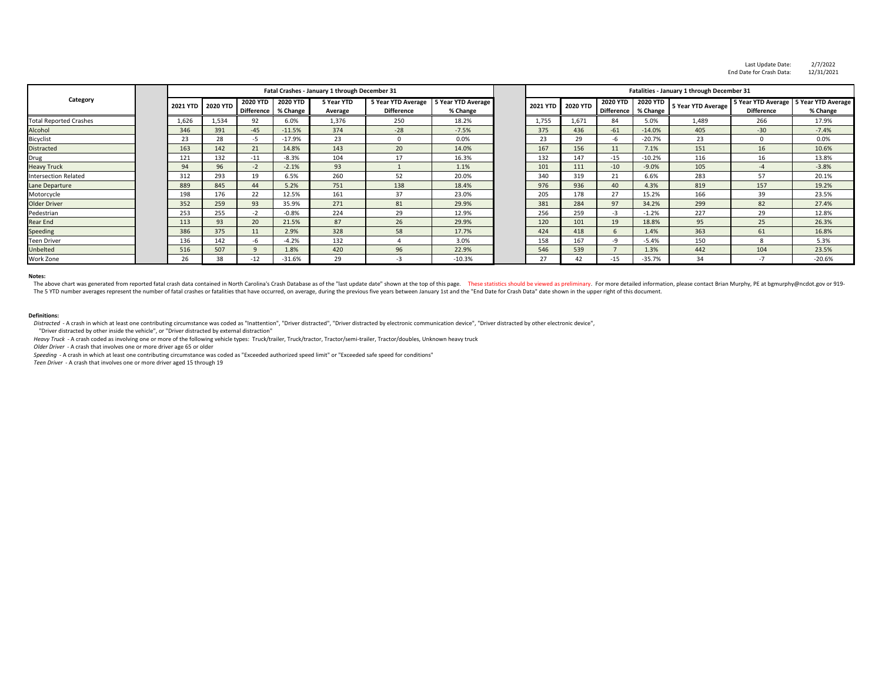Last Update Date: 2/7/2022
End Date for Crash Data: 12/31/2021

| Category | Fatal Crashes - January 1 through December 31 | | | | | | | Fatalities - January 1 through December 31 | | | | | | |
|---|---|---|---|---|---|---|---|---|---|---|---|---|---|---|
| | 2021 YTD | 2020 YTD | 2020 YTD Difference | 2020 YTD % Change | 5 Year YTD Average | 5 Year YTD Average Difference | 5 Year YTD Average % Change | 2021 YTD | 2020 YTD | 2020 YTD Difference | 2020 YTD % Change | 5 Year YTD Average | 5 Year YTD Average Difference | 5 Year YTD Average % Change |
| Total Reported Crashes | 1,626 | 1,534 | 92 | 6.0% | 1,376 | 250 | 18.2% | 1,755 | 1,671 | 84 | 5.0% | 1,489 | 266 | 17.9% |
| Alcohol | 346 | 391 | -45 | -11.5% | 374 | -28 | -7.5% | 375 | 436 | -61 | -14.0% | 405 | -30 | -7.4% |
| Bicyclist | 23 | 28 | -5 | -17.9% | 23 | 0 | 0.0% | 23 | 29 | -6 | -20.7% | 23 | 0 | 0.0% |
| Distracted | 163 | 142 | 21 | 14.8% | 143 | 20 | 14.0% | 167 | 156 | 11 | 7.1% | 151 | 16 | 10.6% |
| Drug | 121 | 132 | -11 | -8.3% | 104 | 17 | 16.3% | 132 | 147 | -15 | -10.2% | 116 | 16 | 13.8% |
| Heavy Truck | 94 | 96 | -2 | -2.1% | 93 | 1 | 1.1% | 101 | 111 | -10 | -9.0% | 105 | -4 | -3.8% |
| Intersection Related | 312 | 293 | 19 | 6.5% | 260 | 52 | 20.0% | 340 | 319 | 21 | 6.6% | 283 | 57 | 20.1% |
| Lane Departure | 889 | 845 | 44 | 5.2% | 751 | 138 | 18.4% | 976 | 936 | 40 | 4.3% | 819 | 157 | 19.2% |
| Motorcycle | 198 | 176 | 22 | 12.5% | 161 | 37 | 23.0% | 205 | 178 | 27 | 15.2% | 166 | 39 | 23.5% |
| Older Driver | 352 | 259 | 93 | 35.9% | 271 | 81 | 29.9% | 381 | 284 | 97 | 34.2% | 299 | 82 | 27.4% |
| Pedestrian | 253 | 255 | -2 | -0.8% | 224 | 29 | 12.9% | 256 | 259 | -3 | -1.2% | 227 | 29 | 12.8% |
| Rear End | 113 | 93 | 20 | 21.5% | 87 | 26 | 29.9% | 120 | 101 | 19 | 18.8% | 95 | 25 | 26.3% |
| Speeding | 386 | 375 | 11 | 2.9% | 328 | 58 | 17.7% | 424 | 418 | 6 | 1.4% | 363 | 61 | 16.8% |
| Teen Driver | 136 | 142 | -6 | -4.2% | 132 | 4 | 3.0% | 158 | 167 | -9 | -5.4% | 150 | 8 | 5.3% |
| Unbelted | 516 | 507 | 9 | 1.8% | 420 | 96 | 22.9% | 546 | 539 | 7 | 1.3% | 442 | 104 | 23.5% |
| Work Zone | 26 | 38 | -12 | -31.6% | 29 | -3 | -10.3% | 27 | 42 | -15 | -35.7% | 34 | -7 | -20.6% |

**Notes:**

The above chart was generated from reported fatal crash data contained in North Carolina's Crash Database as of the "last update date" shown at the top of this page. These statistics should be viewed as preliminary. For more detailed information, please contact Brian Murphy, PE at bgmurphy@ncdot.gov or 919-

The 5 YTD number averages represent the number of fatal crashes or fatalities that have occurred, on average, during the previous five years between January 1st and the "End Date for Crash Data" date shown in the upper right of this document.

**Definitions:**

*Distracted* - A crash in which at least one contributing circumstance was coded as "Inattention", "Driver distracted", "Driver distracted by electronic communication device", "Driver distracted by other electronic device", "Driver distracted by other inside the vehicle", or "Driver distracted by external distraction"

*Heavy Truck* - A crash coded as involving one or more of the following vehicle types: Truck/trailer, Truck/tractor, Tractor/semi-trailer, Tractor/doubles, Unknown heavy truck

*Older Driver* - A crash that involves one or more driver age 65 or older

*Speeding* - A crash in which at least one contributing circumstance was coded as "Exceeded authorized speed limit" or "Exceeded safe speed for conditions"

*Teen Driver* - A crash that involves one or more driver aged 15 through 19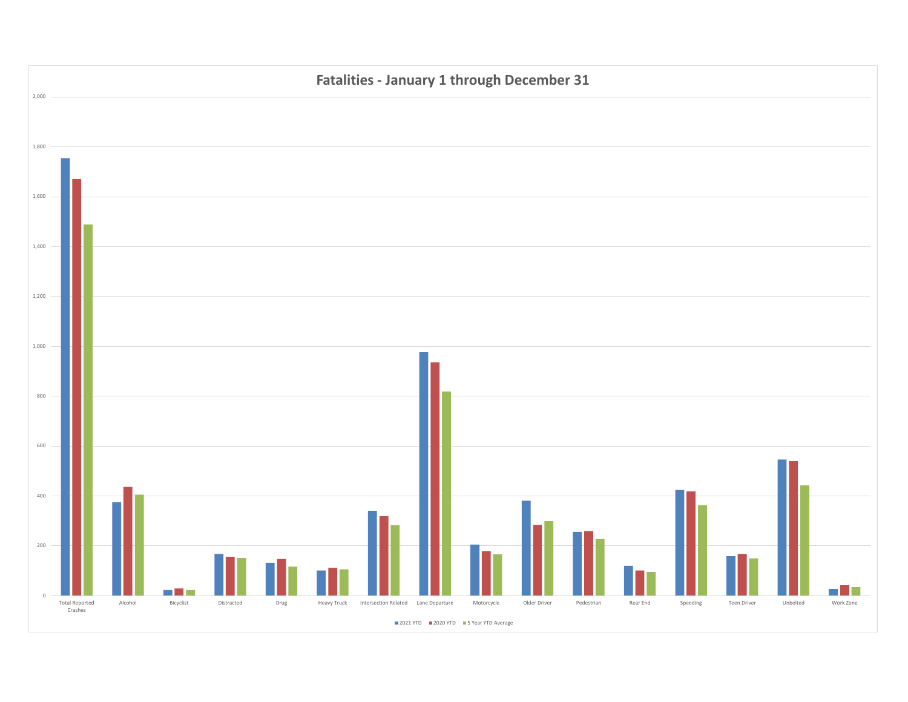Fatalities - January 1 through December 31

2,000
1,800
1,600
1,400
1,200
1,000
800
600
400
200
0

Total Reported Crashes
Alcohol
Bicyclist
Distracted
Drug
Heavy Truck
Intersection Related
Lane Departure
Motorcycle
Older Driver
Pedestrian
Rear End
Speeding
Teen Driver
Unbelted
Work Zone

2021 YTD
2020 YTD
5 Year YTD Average